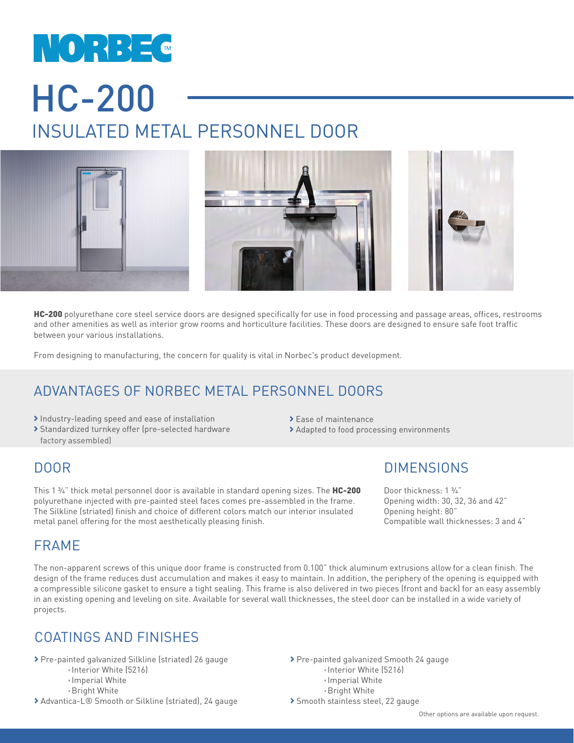NORBEC™

# HC-200

## INSULATED METAL PERSONNEL DOOR

**HC-200** polyurethane core steel service doors are designed specifically for use in food processing and passage areas, offices, restrooms and other amenities as well as interior grow rooms and horticulture facilities. These doors are designed to ensure safe foot traffic between your various installations.

From designing to manufacturing, the concern for quality is vital in Norbec's product development.

## ADVANTAGES OF NORBEC METAL PERSONNEL DOORS

- Industry-leading speed and ease of installation
- Standardized turnkey offer (pre-selected hardware factory assembled)
- Ease of maintenance
- Adapted to food processing environments

## DOOR

This 1 ¾" thick metal personnel door is available in standard opening sizes. The **HC-200** polyurethane injected with pre-painted steel faces comes pre-assembled in the frame. The Silkline (striated) finish and choice of different colors match our interior insulated metal panel offering for the most aesthetically pleasing finish.

## DIMENSIONS

Door thickness: 1 ¾"
Opening width: 30, 32, 36 and 42"
Opening height: 80"
Compatible wall thicknesses: 3 and 4"

## FRAME

The non-apparent screws of this unique door frame is constructed from 0.100" thick aluminum extrusions allow for a clean finish. The design of the frame reduces dust accumulation and makes it easy to maintain. In addition, the periphery of the opening is equipped with a compressible silicone gasket to ensure a tight sealing. This frame is also delivered in two pieces (front and back) for an easy assembly in an existing opening and leveling on site. Available for several wall thicknesses, the steel door can be installed in a wide variety of projects.

## COATINGS AND FINISHES

- Pre-painted galvanized Silkline (striated) 26 gauge
  - Interior White (5216)
  - Imperial White
  - Bright White
- Advantica-L® Smooth or Silkline (striated), 24 gauge
- Pre-painted galvanized Smooth 24 gauge
  - Interior White (5216)
  - Imperial White
  - Bright White
- Smooth stainless steel, 22 gauge

Other options are available upon request.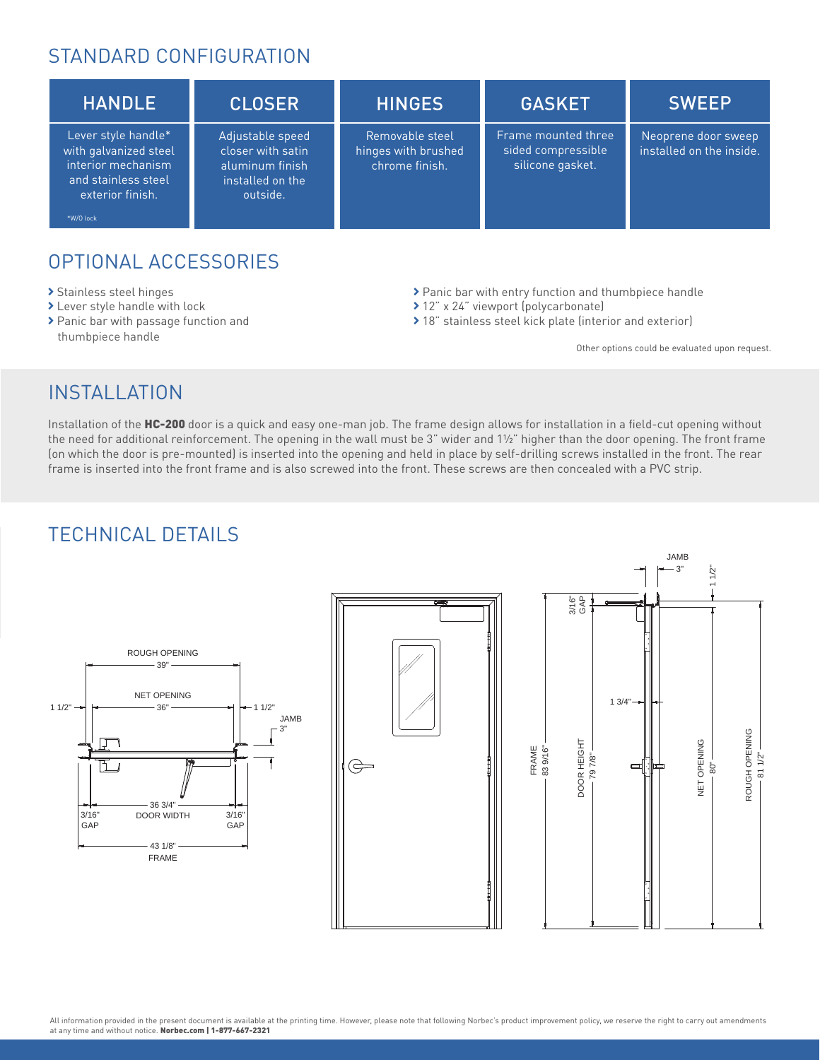## STANDARD CONFIGURATION

| HANDLE | CLOSER | HINGES | GASKET | SWEEP |
|---|---|---|---|---|
| Lever style handle* with galvanized steel interior mechanism and stainless steel exterior finish. *W/O lock | Adjustable speed closer with satin aluminum finish installed on the outside. | Removable steel hinges with brushed chrome finish. | Frame mounted three sided compressible silicone gasket. | Neoprene door sweep installed on the inside. |

## OPTIONAL ACCESSORIES

- Stainless steel hinges
- Lever style handle with lock
- Panic bar with passage function and thumbpiece handle
- Panic bar with entry function and thumbpiece handle
- 12" x 24" viewport (polycarbonate)
- 18" stainless steel kick plate (interior and exterior)

Other options could be evaluated upon request.

## INSTALLATION

Installation of the **HC-200** door is a quick and easy one-man job. The frame design allows for installation in a field-cut opening without the need for additional reinforcement. The opening in the wall must be 3" wider and 1½" higher than the door opening. The front frame (on which the door is pre-mounted) is inserted into the opening and held in place by self-drilling screws installed in the front. The rear frame is inserted into the front frame and is also screwed into the front. These screws are then concealed with a PVC strip.

## TECHNICAL DETAILS

ROUGH OPENING 39"
NET OPENING 36"
1 1/2"
1 1/2"
JAMB 3"
3/16" GAP
36 3/4" DOOR WIDTH
3/16" GAP
43 1/8" FRAME

JAMB 3"
1 1/2"
3/16" GAP
1 3/4"
FRAME 83 9/16"
DOOR HEIGHT 79 7/8"
NET OPENING 80"
ROUGH OPENING 81 1/2"

All information provided in the present document is available at the printing time. However, please note that following Norbec's product improvement policy, we reserve the right to carry out amendments at any time and without notice. **Norbec.com | 1-877-667-2321**